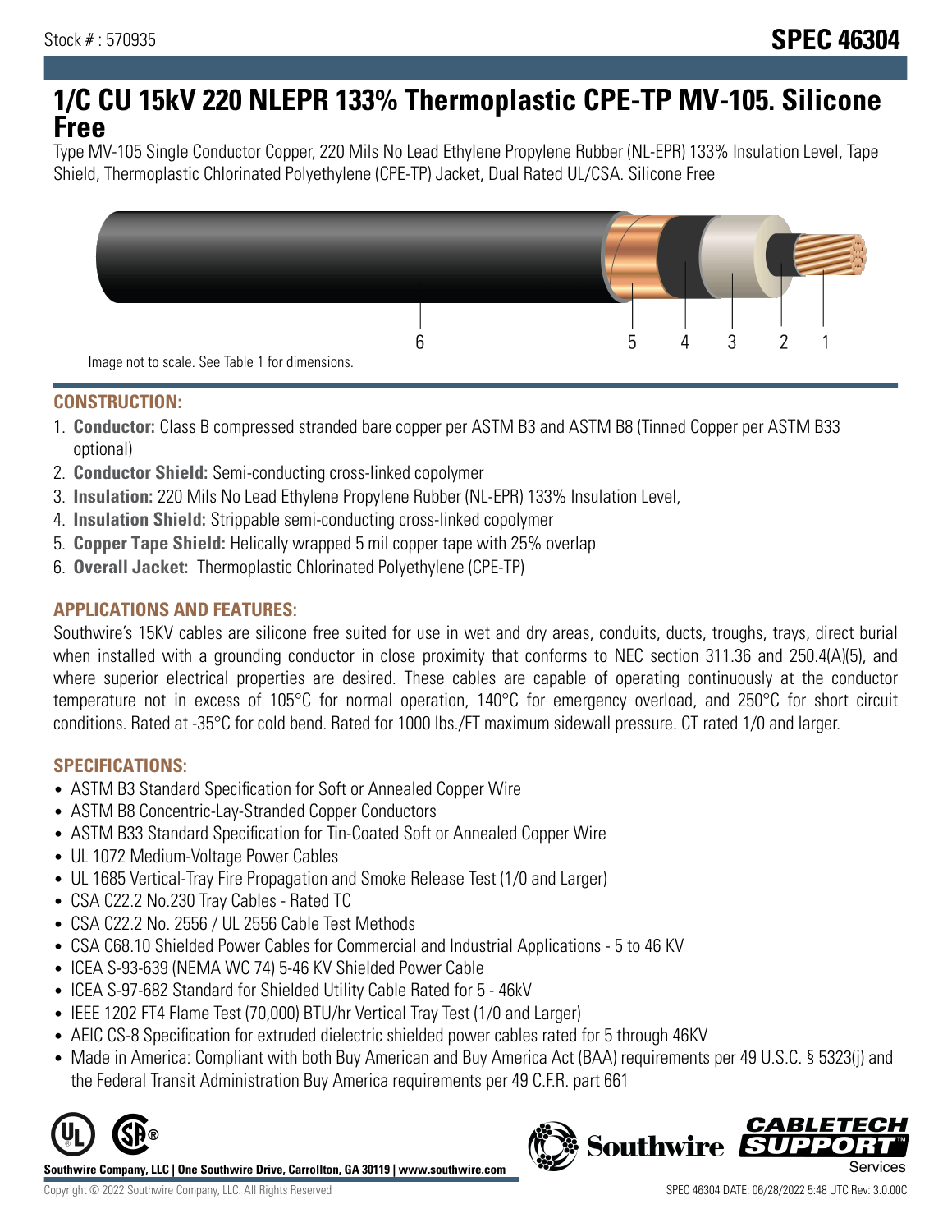Stock # : 570935

# SPEC 46304

# 1/C CU 15kV 220 NLEPR 133% Thermoplastic CPE-TP MV-105. Silicone Free

Type MV-105 Single Conductor Copper, 220 Mils No Lead Ethylene Propylene Rubber (NL-EPR) 133% Insulation Level, Tape Shield, Thermoplastic Chlorinated Polyethylene (CPE-TP) Jacket, Dual Rated UL/CSA. Silicone Free

6 5 4 3 2 1

Image not to scale. See Table 1 for dimensions.

## CONSTRUCTION:

1. **Conductor:** Class B compressed stranded bare copper per ASTM B3 and ASTM B8 (Tinned Copper per ASTM B33 optional)
2. **Conductor Shield:** Semi-conducting cross-linked copolymer
3. **Insulation:** 220 Mils No Lead Ethylene Propylene Rubber (NL-EPR) 133% Insulation Level,
4. **Insulation Shield:** Strippable semi-conducting cross-linked copolymer
5. **Copper Tape Shield:** Helically wrapped 5 mil copper tape with 25% overlap
6. **Overall Jacket:** Thermoplastic Chlorinated Polyethylene (CPE-TP)

## APPLICATIONS AND FEATURES:

Southwire's 15KV cables are silicone free suited for use in wet and dry areas, conduits, ducts, troughs, trays, direct burial when installed with a grounding conductor in close proximity that conforms to NEC section 311.36 and 250.4(A)(5), and where superior electrical properties are desired. These cables are capable of operating continuously at the conductor temperature not in excess of 105°C for normal operation, 140°C for emergency overload, and 250°C for short circuit conditions. Rated at -35°C for cold bend. Rated for 1000 lbs./FT maximum sidewall pressure. CT rated 1/0 and larger.

## SPECIFICATIONS:

- ASTM B3 Standard Specification for Soft or Annealed Copper Wire
- ASTM B8 Concentric-Lay-Stranded Copper Conductors
- ASTM B33 Standard Specification for Tin-Coated Soft or Annealed Copper Wire
- UL 1072 Medium-Voltage Power Cables
- UL 1685 Vertical-Tray Fire Propagation and Smoke Release Test (1/0 and Larger)
- CSA C22.2 No.230 Tray Cables - Rated TC
- CSA C22.2 No. 2556 / UL 2556 Cable Test Methods
- CSA C68.10 Shielded Power Cables for Commercial and Industrial Applications - 5 to 46 KV
- ICEA S-93-639 (NEMA WC 74) 5-46 KV Shielded Power Cable
- ICEA S-97-682 Standard for Shielded Utility Cable Rated for 5 - 46kV
- IEEE 1202 FT4 Flame Test (70,000) BTU/hr Vertical Tray Test (1/0 and Larger)
- AEIC CS-8 Specification for extruded dielectric shielded power cables rated for 5 through 46KV
- Made in America: Compliant with both Buy American and Buy America Act (BAA) requirements per 49 U.S.C. § 5323(j) and the Federal Transit Administration Buy America requirements per 49 C.F.R. part 661

**Southwire Company, LLC | One Southwire Drive, Carrollton, GA 30119 | www.southwire.com**

Copyright © 2022 Southwire Company, LLC. All Rights Reserved

SPEC 46304 DATE: 06/28/2022 5:48 UTC Rev: 3.0.00C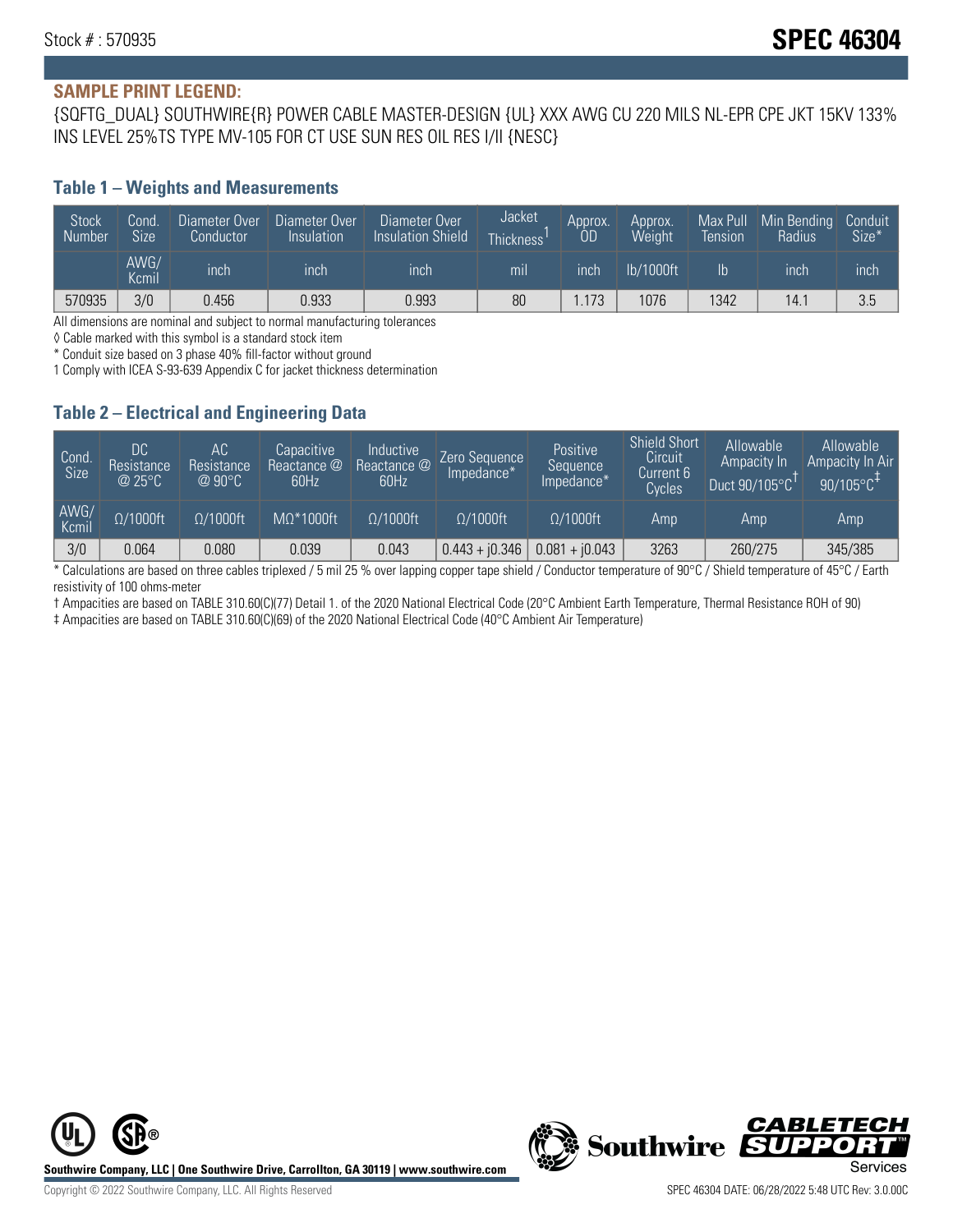Stock # : 570935

# SPEC 46304

**SAMPLE PRINT LEGEND:**

{SQFTG_DUAL} SOUTHWIRE{R} POWER CABLE MASTER-DESIGN {UL} XXX AWG CU 220 MILS NL-EPR CPE JKT 15KV 133% INS LEVEL 25%TS TYPE MV-105 FOR CT USE SUN RES OIL RES I/II {NESC}

## Table 1 – Weights and Measurements

| Stock Number | Cond. Size | Diameter Over Conductor | Diameter Over Insulation | Diameter Over Insulation Shield | Jacket Thickness[1] | Approx. OD | Approx. Weight | Max Pull Tension | Min Bending Radius | Conduit Size* |
|---|---|---|---|---|---|---|---|---|---|---|
| | AWG/ Kcmil | inch | inch | inch | mil | inch | lb/1000ft | lb | inch | inch |
| 570935 | 3/0 | 0.456 | 0.933 | 0.993 | 80 | 1.173 | 1076 | 1342 | 14.1 | 3.5 |

All dimensions are nominal and subject to normal manufacturing tolerances

◊ Cable marked with this symbol is a standard stock item

* Conduit size based on 3 phase 40% fill-factor without ground

1 Comply with ICEA S-93-639 Appendix C for jacket thickness determination

## Table 2 – Electrical and Engineering Data

| Cond. Size | DC Resistance @ 25°C | AC Resistance @ 90°C | Capacitive Reactance @ 60Hz | Inductive Reactance @ 60Hz | Zero Sequence Impedance* | Positive Sequence Impedance* | Shield Short Circuit Current 6 Cycles | Allowable Ampacity In Duct 90/105°C† | Allowable Ampacity In Air 90/105°C‡ |
|---|---|---|---|---|---|---|---|---|---|
| AWG/ Kcmil | Ω/1000ft | Ω/1000ft | MΩ*1000ft | Ω/1000ft | Ω/1000ft | Ω/1000ft | Amp | Amp | Amp |
| 3/0 | 0.064 | 0.080 | 0.039 | 0.043 | 0.443 + j0.346 | 0.081 + j0.043 | 3263 | 260/275 | 345/385 |

* Calculations are based on three cables triplexed / 5 mil 25 % over lapping copper tape shield / Conductor temperature of 90°C / Shield temperature of 45°C / Earth resistivity of 100 ohms-meter

† Ampacities are based on TABLE 310.60(C)(77) Detail 1. of the 2020 National Electrical Code (20°C Ambient Earth Temperature, Thermal Resistance ROH of 90)

‡ Ampacities are based on TABLE 310.60(C)(69) of the 2020 National Electrical Code (40°C Ambient Air Temperature)

Southwire Company, LLC | One Southwire Drive, Carrollton, GA 30119 | www.southwire.com

Copyright © 2022 Southwire Company, LLC. All Rights Reserved

SPEC 46304 DATE: 06/28/2022 5:48 UTC Rev: 3.0.00C